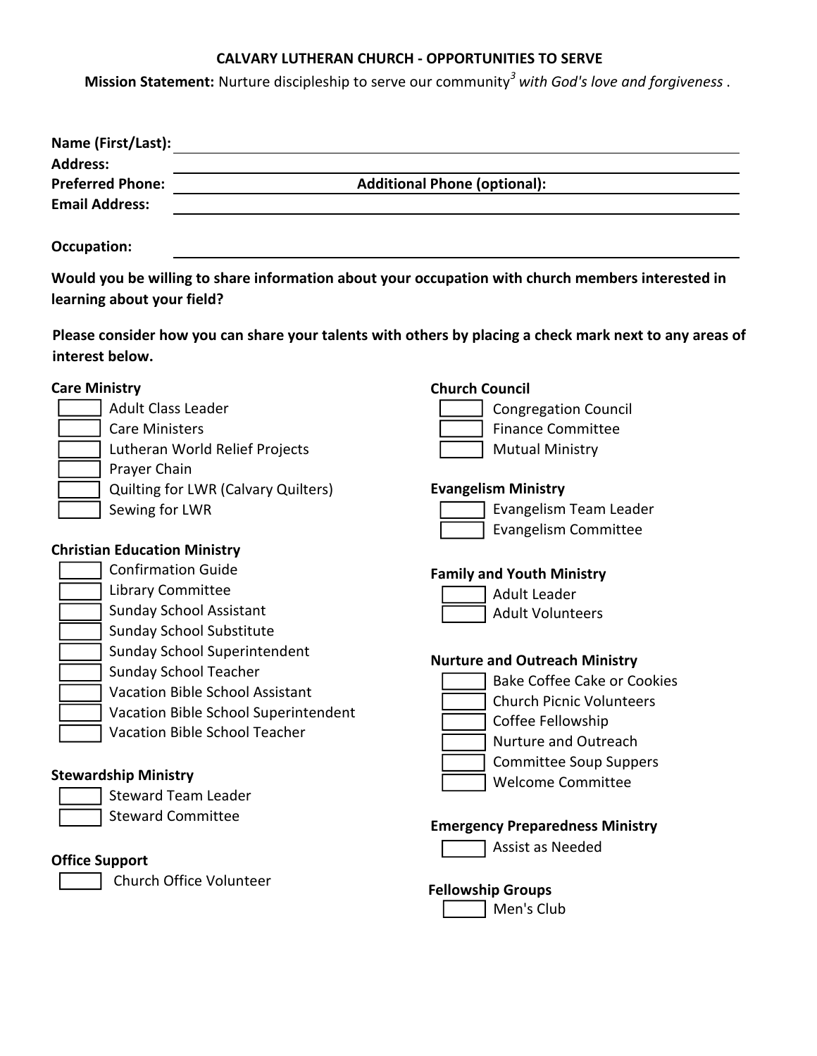**CALVARY LUTHERAN CHURCH - OPPORTUNITIES TO SERVE**

**Mission Statement:** Nurture discipleship to serve our community[3] *with God's love and forgiveness* .

**Name (First/Last):** ____________________

**Address:** ____________________

**Preferred Phone:** ____________________ **Additional Phone (optional):** ____________________

**Email Address:** ____________________

**Occupation:** ____________________

**Would you be willing to share information about your occupation with church members interested in learning about your field?**

**Please consider how you can share your talents with others by placing a check mark next to any areas of interest below.**

**Care Ministry**

- [ ] Adult Class Leader
- [ ] Care Ministers
- [ ] Lutheran World Relief Projects
- [ ] Prayer Chain
- [ ] Quilting for LWR (Calvary Quilters)
- [ ] Sewing for LWR

**Christian Education Ministry**

- [ ] Confirmation Guide
- [ ] Library Committee
- [ ] Sunday School Assistant
- [ ] Sunday School Substitute
- [ ] Sunday School Superintendent
- [ ] Sunday School Teacher
- [ ] Vacation Bible School Assistant
- [ ] Vacation Bible School Superintendent
- [ ] Vacation Bible School Teacher

**Stewardship Ministry**

- [ ] Steward Team Leader
- [ ] Steward Committee

**Office Support**

- [ ] Church Office Volunteer

**Church Council**

- [ ] Congregation Council
- [ ] Finance Committee
- [ ] Mutual Ministry

**Evangelism Ministry**

- [ ] Evangelism Team Leader
- [ ] Evangelism Committee

**Family and Youth Ministry**

- [ ] Adult Leader
- [ ] Adult Volunteers

**Nurture and Outreach Ministry**

- [ ] Bake Coffee Cake or Cookies
- [ ] Church Picnic Volunteers
- [ ] Coffee Fellowship
- [ ] Nurture and Outreach
- [ ] Committee Soup Suppers
- [ ] Welcome Committee

**Emergency Preparedness Ministry**

- [ ] Assist as Needed

**Fellowship Groups**

- [ ] Men's Club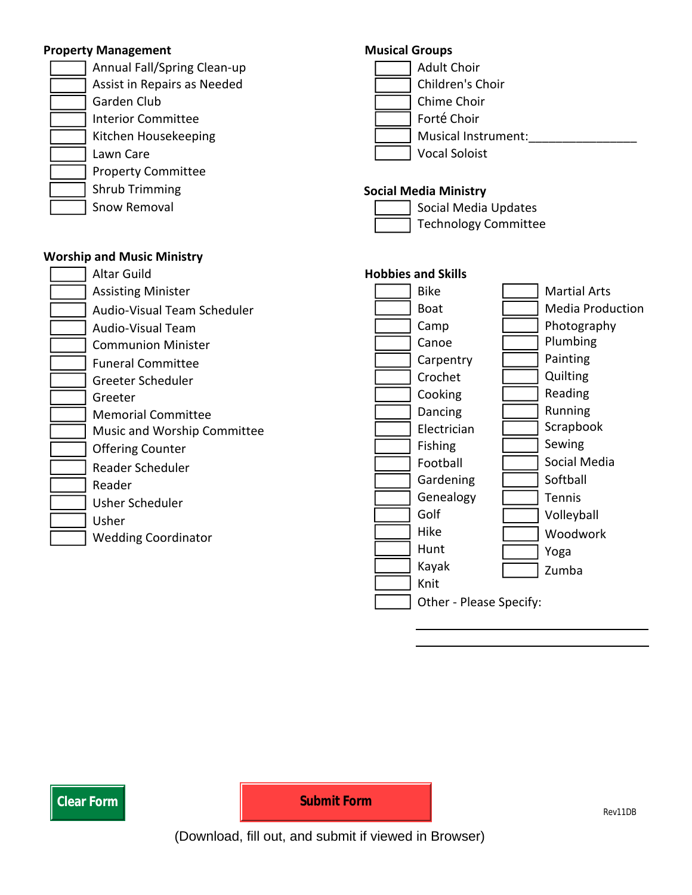## Property Management

- [ ] Annual Fall/Spring Clean-up
- [ ] Assist in Repairs as Needed
- [ ] Garden Club
- [ ] Interior Committee
- [ ] Kitchen Housekeeping
- [ ] Lawn Care
- [ ] Property Committee
- [ ] Shrub Trimming
- [ ] Snow Removal

## Worship and Music Ministry

- [ ] Altar Guild
- [ ] Assisting Minister
- [ ] Audio-Visual Team Scheduler
- [ ] Audio-Visual Team
- [ ] Communion Minister
- [ ] Funeral Committee
- [ ] Greeter Scheduler
- [ ] Greeter
- [ ] Memorial Committee
- [ ] Music and Worship Committee
- [ ] Offering Counter
- [ ] Reader Scheduler
- [ ] Reader
- [ ] Usher Scheduler
- [ ] Usher
- [ ] Wedding Coordinator

## Musical Groups

- [ ] Adult Choir
- [ ] Children's Choir
- [ ] Chime Choir
- [ ] Forté Choir
- [ ] Musical Instrument:________________
- [ ] Vocal Soloist

## Social Media Ministry

- [ ] Social Media Updates
- [ ] Technology Committee

## Hobbies and Skills

- [ ] Bike
- [ ] Boat
- [ ] Camp
- [ ] Canoe
- [ ] Carpentry
- [ ] Crochet
- [ ] Cooking
- [ ] Dancing
- [ ] Electrician
- [ ] Fishing
- [ ] Football
- [ ] Gardening
- [ ] Genealogy
- [ ] Golf
- [ ] Hike
- [ ] Hunt
- [ ] Kayak
- [ ] Knit
- [ ] Martial Arts
- [ ] Media Production
- [ ] Photography
- [ ] Plumbing
- [ ] Painting
- [ ] Quilting
- [ ] Reading
- [ ] Running
- [ ] Scrapbook
- [ ] Sewing
- [ ] Social Media
- [ ] Softball
- [ ] Tennis
- [ ] Volleyball
- [ ] Woodwork
- [ ] Yoga
- [ ] Zumba
- [ ] Other - Please Specify:

________________________________________

________________________________________

Clear Form

Submit Form

(Download, fill out, and submit if viewed in Browser)

Rev11DB